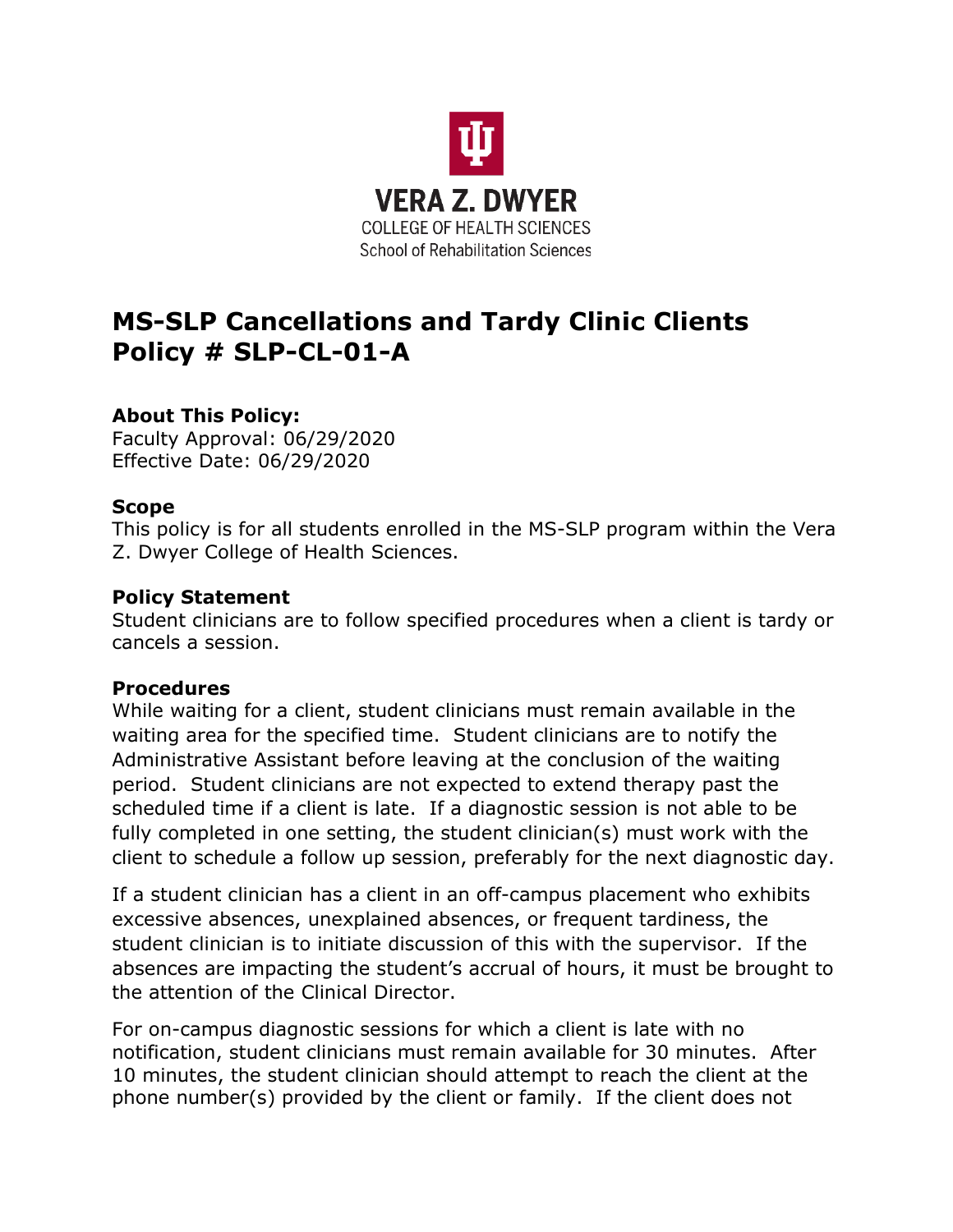VERA Z. DWYER
COLLEGE OF HEALTH SCIENCES
School of Rehabilitation Sciences

# MS-SLP Cancellations and Tardy Clinic Clients Policy # SLP-CL-01-A

### About This Policy:

Faculty Approval: 06/29/2020
Effective Date: 06/29/2020

### Scope

This policy is for all students enrolled in the MS-SLP program within the Vera Z. Dwyer College of Health Sciences.

### Policy Statement

Student clinicians are to follow specified procedures when a client is tardy or cancels a session.

### Procedures

While waiting for a client, student clinicians must remain available in the waiting area for the specified time. Student clinicians are to notify the Administrative Assistant before leaving at the conclusion of the waiting period. Student clinicians are not expected to extend therapy past the scheduled time if a client is late. If a diagnostic session is not able to be fully completed in one setting, the student clinician(s) must work with the client to schedule a follow up session, preferably for the next diagnostic day.

If a student clinician has a client in an off-campus placement who exhibits excessive absences, unexplained absences, or frequent tardiness, the student clinician is to initiate discussion of this with the supervisor. If the absences are impacting the student's accrual of hours, it must be brought to the attention of the Clinical Director.

For on-campus diagnostic sessions for which a client is late with no notification, student clinicians must remain available for 30 minutes. After 10 minutes, the student clinician should attempt to reach the client at the phone number(s) provided by the client or family. If the client does not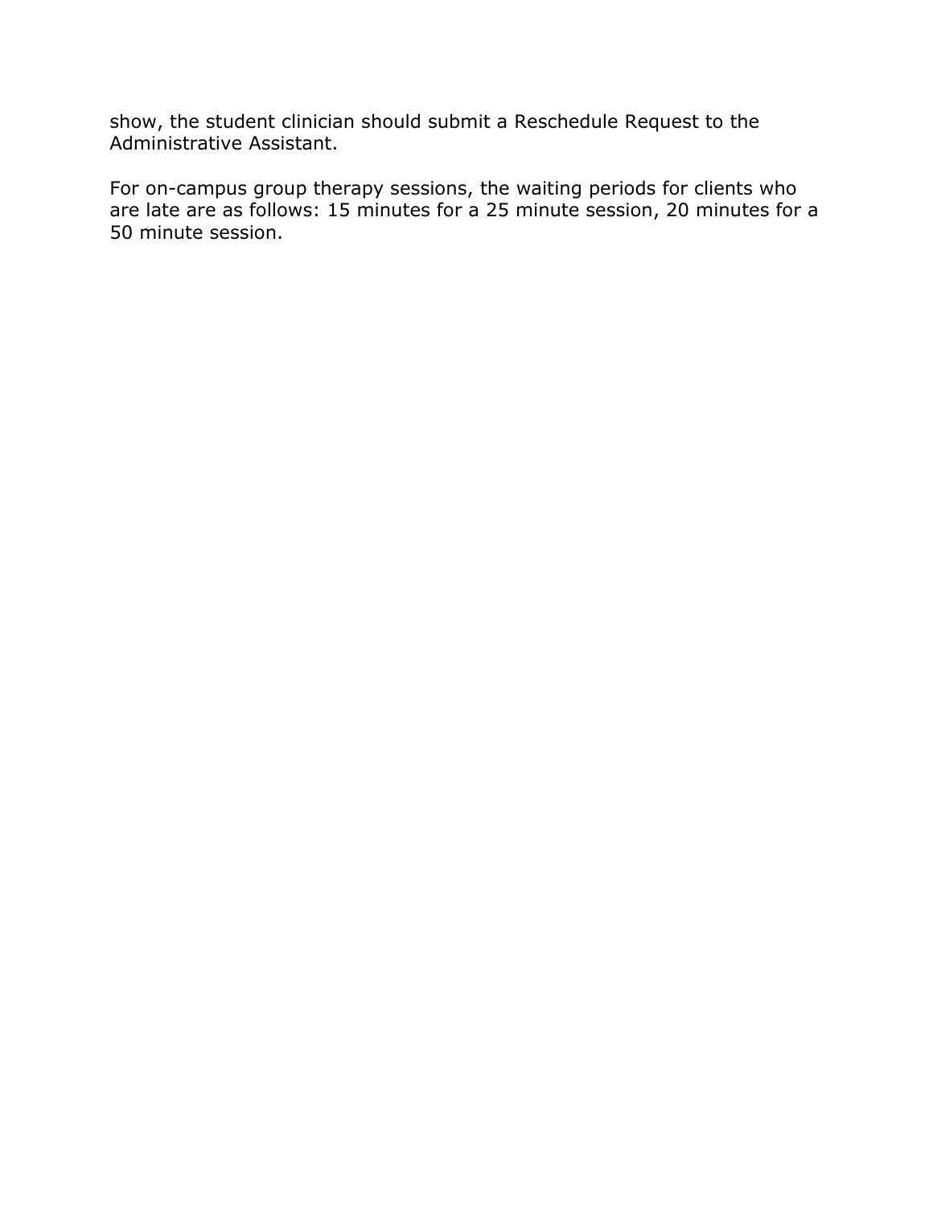show, the student clinician should submit a Reschedule Request to the Administrative Assistant.

For on-campus group therapy sessions, the waiting periods for clients who are late are as follows: 15 minutes for a 25 minute session, 20 minutes for a 50 minute session.